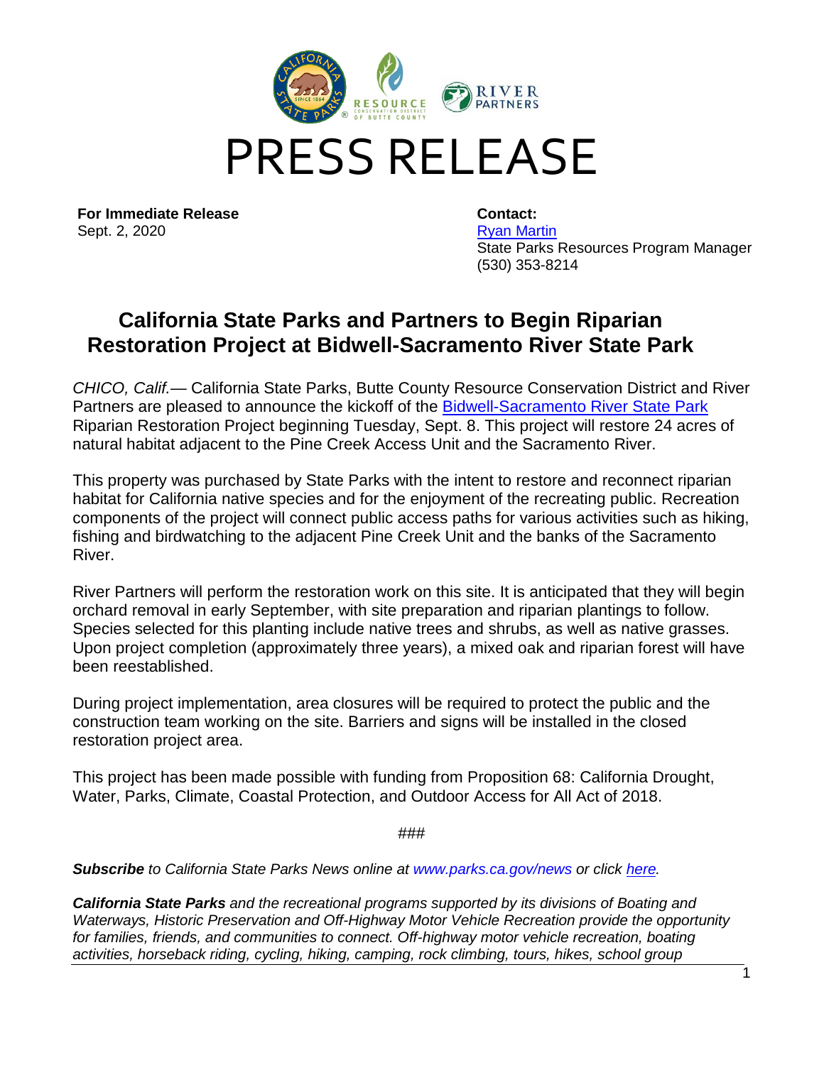# PRESS RELEASE

**For Immediate Release**
Sept. 2, 2020

**Contact:**
Ryan Martin
State Parks Resources Program Manager
(530) 353-8214

## California State Parks and Partners to Begin Riparian Restoration Project at Bidwell-Sacramento River State Park

*CHICO, Calif.*— California State Parks, Butte County Resource Conservation District and River Partners are pleased to announce the kickoff of the Bidwell-Sacramento River State Park Riparian Restoration Project beginning Tuesday, Sept. 8. This project will restore 24 acres of natural habitat adjacent to the Pine Creek Access Unit and the Sacramento River.

This property was purchased by State Parks with the intent to restore and reconnect riparian habitat for California native species and for the enjoyment of the recreating public. Recreation components of the project will connect public access paths for various activities such as hiking, fishing and birdwatching to the adjacent Pine Creek Unit and the banks of the Sacramento River.

River Partners will perform the restoration work on this site. It is anticipated that they will begin orchard removal in early September, with site preparation and riparian plantings to follow. Species selected for this planting include native trees and shrubs, as well as native grasses. Upon project completion (approximately three years), a mixed oak and riparian forest will have been reestablished.

During project implementation, area closures will be required to protect the public and the construction team working on the site. Barriers and signs will be installed in the closed restoration project area.

This project has been made possible with funding from Proposition 68: California Drought, Water, Parks, Climate, Coastal Protection, and Outdoor Access for All Act of 2018.

###

***Subscribe*** *to California State Parks News online at www.parks.ca.gov/news or click here.*

***California State Parks*** *and the recreational programs supported by its divisions of Boating and Waterways, Historic Preservation and Off-Highway Motor Vehicle Recreation provide the opportunity for families, friends, and communities to connect. Off-highway motor vehicle recreation, boating activities, horseback riding, cycling, hiking, camping, rock climbing, tours, hikes, school group*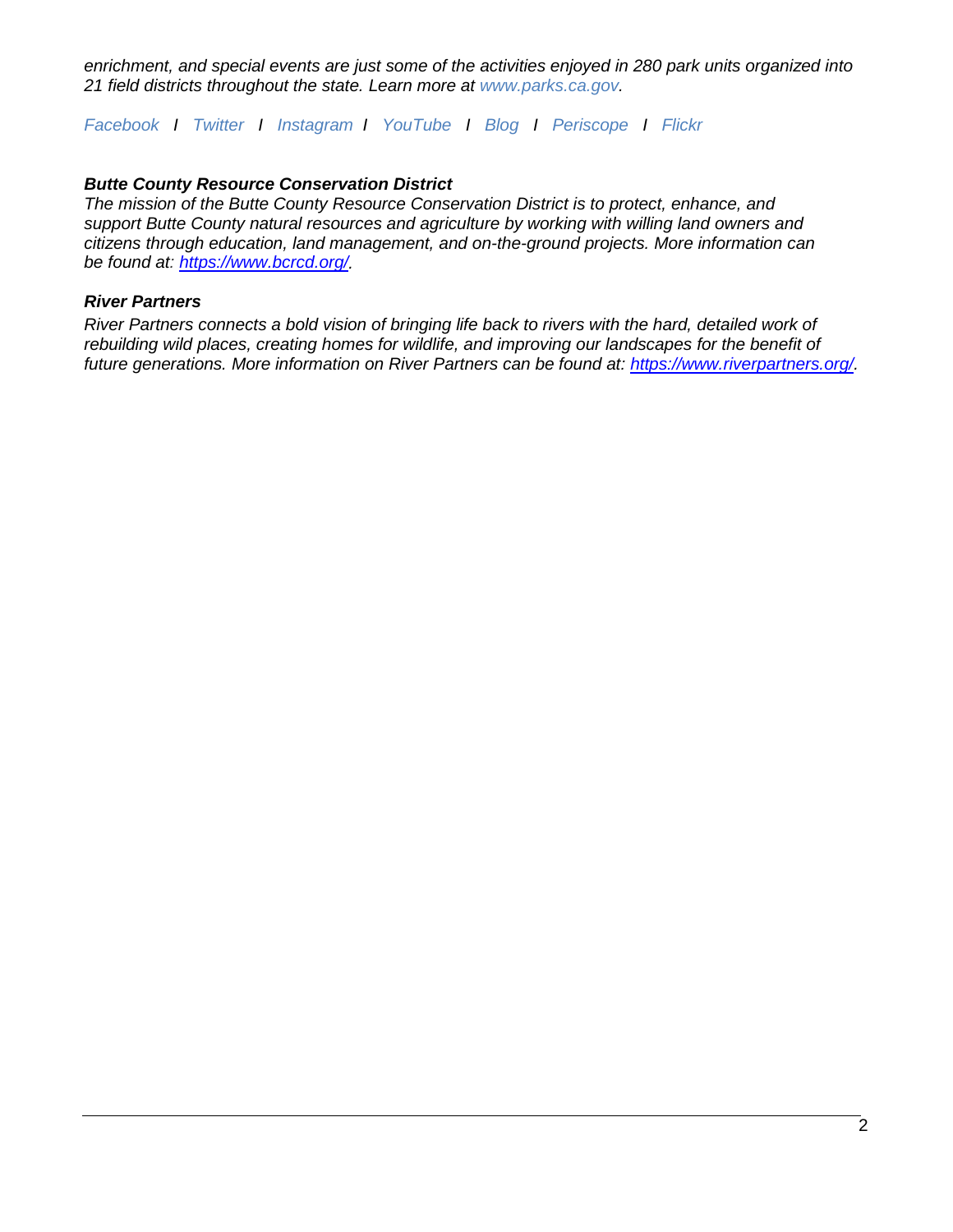*enrichment, and special events are just some of the activities enjoyed in 280 park units organized into 21 field districts throughout the state. Learn more at www.parks.ca.gov.*

*Facebook* **/** *Twitter* **/** *Instagram* **/** *YouTube* **/** *Blog* **/** *Periscope* **/** *Flickr*

***Butte County Resource Conservation District***

*The mission of the Butte County Resource Conservation District is to protect, enhance, and support Butte County natural resources and agriculture by working with willing land owners and citizens through education, land management, and on-the-ground projects. More information can be found at: https://www.bcrcd.org/.*

***River Partners***

*River Partners connects a bold vision of bringing life back to rivers with the hard, detailed work of rebuilding wild places, creating homes for wildlife, and improving our landscapes for the benefit of future generations. More information on River Partners can be found at: https://www.riverpartners.org/.*